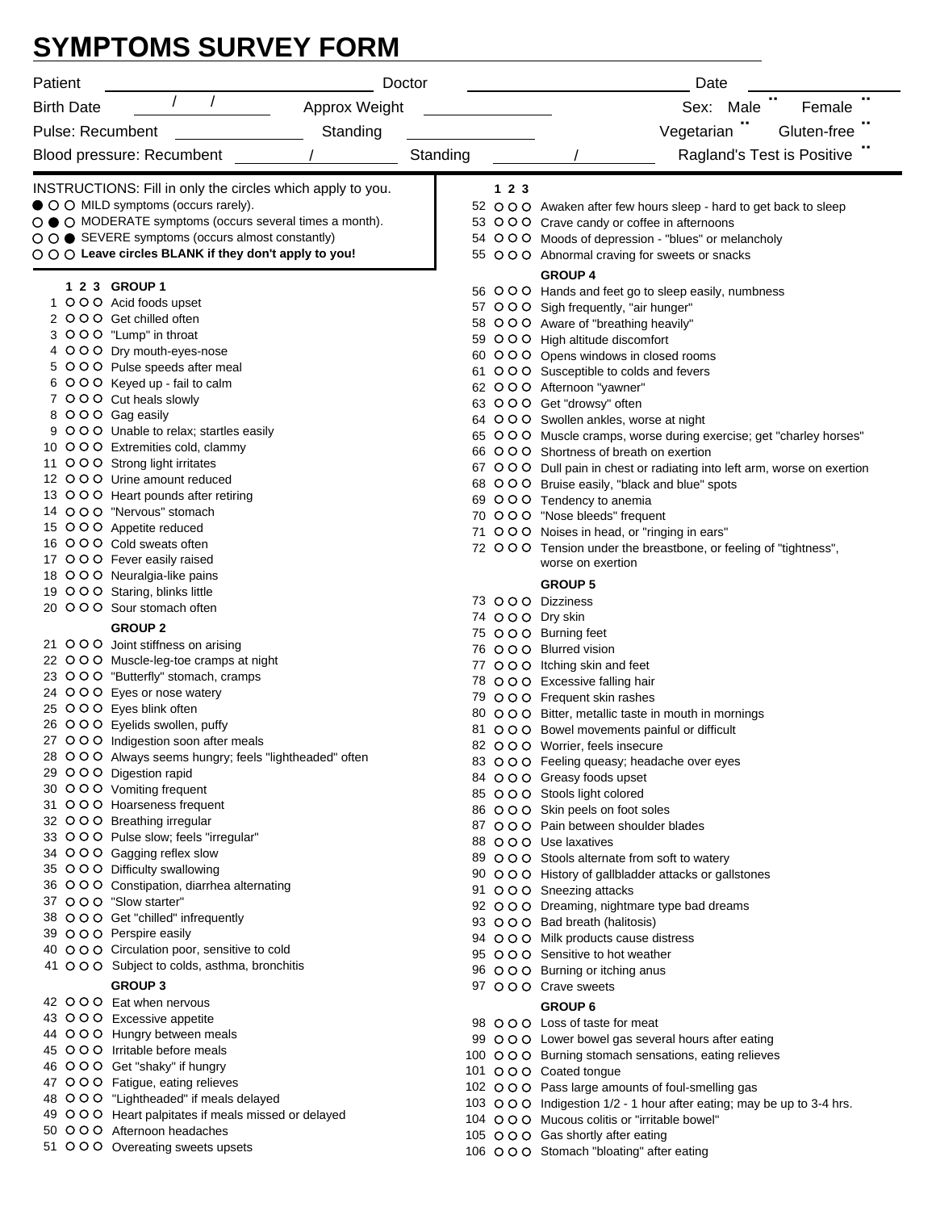# SYMPTOMS SURVEY FORM

Patient ______________________ Doctor ______________________ Date ____________

Birth Date ___/___/___ Approx Weight ____________ Sex: Male ☐ Female ☐

Pulse: Recumbent ____________ Standing ____________ Vegetarian ☐ Gluten-free ☐

Blood pressure: Recumbent _____/_____ Standing _____/_____ Ragland's Test is Positive ☐

INSTRUCTIONS: Fill in only the circles which apply to you.

● ○ ○ MILD symptoms (occurs rarely).
○ ● ○ MODERATE symptoms (occurs several times a month).
○ ○ ● SEVERE symptoms (occurs almost constantly)
○ ○ ○ **Leave circles BLANK if they don't apply to you!**

| # | 1 | 2 | 3 | GROUP 1 |
|---|---|---|---|---|
| 1 | ○ | ○ | ○ | Acid foods upset |
| 2 | ○ | ○ | ○ | Get chilled often |
| 3 | ○ | ○ | ○ | "Lump" in throat |
| 4 | ○ | ○ | ○ | Dry mouth-eyes-nose |
| 5 | ○ | ○ | ○ | Pulse speeds after meal |
| 6 | ○ | ○ | ○ | Keyed up - fail to calm |
| 7 | ○ | ○ | ○ | Cut heals slowly |
| 8 | ○ | ○ | ○ | Gag easily |
| 9 | ○ | ○ | ○ | Unable to relax; startles easily |
| 10 | ○ | ○ | ○ | Extremities cold, clammy |
| 11 | ○ | ○ | ○ | Strong light irritates |
| 12 | ○ | ○ | ○ | Urine amount reduced |
| 13 | ○ | ○ | ○ | Heart pounds after retiring |
| 14 | ○ | ○ | ○ | "Nervous" stomach |
| 15 | ○ | ○ | ○ | Appetite reduced |
| 16 | ○ | ○ | ○ | Cold sweats often |
| 17 | ○ | ○ | ○ | Fever easily raised |
| 18 | ○ | ○ | ○ | Neuralgia-like pains |
| 19 | ○ | ○ | ○ | Staring, blinks little |
| 20 | ○ | ○ | ○ | Sour stomach often |

| # | 1 | 2 | 3 | GROUP 2 |
|---|---|---|---|---|
| 21 | ○ | ○ | ○ | Joint stiffness on arising |
| 22 | ○ | ○ | ○ | Muscle-leg-toe cramps at night |
| 23 | ○ | ○ | ○ | "Butterfly" stomach, cramps |
| 24 | ○ | ○ | ○ | Eyes or nose watery |
| 25 | ○ | ○ | ○ | Eyes blink often |
| 26 | ○ | ○ | ○ | Eyelids swollen, puffy |
| 27 | ○ | ○ | ○ | Indigestion soon after meals |
| 28 | ○ | ○ | ○ | Always seems hungry; feels "lightheaded" often |
| 29 | ○ | ○ | ○ | Digestion rapid |
| 30 | ○ | ○ | ○ | Vomiting frequent |
| 31 | ○ | ○ | ○ | Hoarseness frequent |
| 32 | ○ | ○ | ○ | Breathing irregular |
| 33 | ○ | ○ | ○ | Pulse slow; feels "irregular" |
| 34 | ○ | ○ | ○ | Gagging reflex slow |
| 35 | ○ | ○ | ○ | Difficulty swallowing |
| 36 | ○ | ○ | ○ | Constipation, diarrhea alternating |
| 37 | ○ | ○ | ○ | "Slow starter" |
| 38 | ○ | ○ | ○ | Get "chilled" infrequently |
| 39 | ○ | ○ | ○ | Perspire easily |
| 40 | ○ | ○ | ○ | Circulation poor, sensitive to cold |
| 41 | ○ | ○ | ○ | Subject to colds, asthma, bronchitis |

| # | 1 | 2 | 3 | GROUP 3 |
|---|---|---|---|---|
| 42 | ○ | ○ | ○ | Eat when nervous |
| 43 | ○ | ○ | ○ | Excessive appetite |
| 44 | ○ | ○ | ○ | Hungry between meals |
| 45 | ○ | ○ | ○ | Irritable before meals |
| 46 | ○ | ○ | ○ | Get "shaky" if hungry |
| 47 | ○ | ○ | ○ | Fatigue, eating relieves |
| 48 | ○ | ○ | ○ | "Lightheaded" if meals delayed |
| 49 | ○ | ○ | ○ | Heart palpitates if meals missed or delayed |
| 50 | ○ | ○ | ○ | Afternoon headaches |
| 51 | ○ | ○ | ○ | Overeating sweets upsets |
| 52 | ○ | ○ | ○ | Awaken after few hours sleep - hard to get back to sleep |
| 53 | ○ | ○ | ○ | Crave candy or coffee in afternoons |
| 54 | ○ | ○ | ○ | Moods of depression - "blues" or melancholy |
| 55 | ○ | ○ | ○ | Abnormal craving for sweets or snacks |

| # | 1 | 2 | 3 | GROUP 4 |
|---|---|---|---|---|
| 56 | ○ | ○ | ○ | Hands and feet go to sleep easily, numbness |
| 57 | ○ | ○ | ○ | Sigh frequently, "air hunger" |
| 58 | ○ | ○ | ○ | Aware of "breathing heavily" |
| 59 | ○ | ○ | ○ | High altitude discomfort |
| 60 | ○ | ○ | ○ | Opens windows in closed rooms |
| 61 | ○ | ○ | ○ | Susceptible to colds and fevers |
| 62 | ○ | ○ | ○ | Afternoon "yawner" |
| 63 | ○ | ○ | ○ | Get "drowsy" often |
| 64 | ○ | ○ | ○ | Swollen ankles, worse at night |
| 65 | ○ | ○ | ○ | Muscle cramps, worse during exercise; get "charley horses" |
| 66 | ○ | ○ | ○ | Shortness of breath on exertion |
| 67 | ○ | ○ | ○ | Dull pain in chest or radiating into left arm, worse on exertion |
| 68 | ○ | ○ | ○ | Bruise easily, "black and blue" spots |
| 69 | ○ | ○ | ○ | Tendency to anemia |
| 70 | ○ | ○ | ○ | "Nose bleeds" frequent |
| 71 | ○ | ○ | ○ | Noises in head, or "ringing in ears" |
| 72 | ○ | ○ | ○ | Tension under the breastbone, or feeling of "tightness", worse on exertion |

| # | 1 | 2 | 3 | GROUP 5 |
|---|---|---|---|---|
| 73 | ○ | ○ | ○ | Dizziness |
| 74 | ○ | ○ | ○ | Dry skin |
| 75 | ○ | ○ | ○ | Burning feet |
| 76 | ○ | ○ | ○ | Blurred vision |
| 77 | ○ | ○ | ○ | Itching skin and feet |
| 78 | ○ | ○ | ○ | Excessive falling hair |
| 79 | ○ | ○ | ○ | Frequent skin rashes |
| 80 | ○ | ○ | ○ | Bitter, metallic taste in mouth in mornings |
| 81 | ○ | ○ | ○ | Bowel movements painful or difficult |
| 82 | ○ | ○ | ○ | Worrier, feels insecure |
| 83 | ○ | ○ | ○ | Feeling queasy; headache over eyes |
| 84 | ○ | ○ | ○ | Greasy foods upset |
| 85 | ○ | ○ | ○ | Stools light colored |
| 86 | ○ | ○ | ○ | Skin peels on foot soles |
| 87 | ○ | ○ | ○ | Pain between shoulder blades |
| 88 | ○ | ○ | ○ | Use laxatives |
| 89 | ○ | ○ | ○ | Stools alternate from soft to watery |
| 90 | ○ | ○ | ○ | History of gallbladder attacks or gallstones |
| 91 | ○ | ○ | ○ | Sneezing attacks |
| 92 | ○ | ○ | ○ | Dreaming, nightmare type bad dreams |
| 93 | ○ | ○ | ○ | Bad breath (halitosis) |
| 94 | ○ | ○ | ○ | Milk products cause distress |
| 95 | ○ | ○ | ○ | Sensitive to hot weather |
| 96 | ○ | ○ | ○ | Burning or itching anus |
| 97 | ○ | ○ | ○ | Crave sweets |

| # | 1 | 2 | 3 | GROUP 6 |
|---|---|---|---|---|
| 98 | ○ | ○ | ○ | Loss of taste for meat |
| 99 | ○ | ○ | ○ | Lower bowel gas several hours after eating |
| 100 | ○ | ○ | ○ | Burning stomach sensations, eating relieves |
| 101 | ○ | ○ | ○ | Coated tongue |
| 102 | ○ | ○ | ○ | Pass large amounts of foul-smelling gas |
| 103 | ○ | ○ | ○ | Indigestion 1/2 - 1 hour after eating; may be up to 3-4 hrs. |
| 104 | ○ | ○ | ○ | Mucous colitis or "irritable bowel" |
| 105 | ○ | ○ | ○ | Gas shortly after eating |
| 106 | ○ | ○ | ○ | Stomach "bloating" after eating |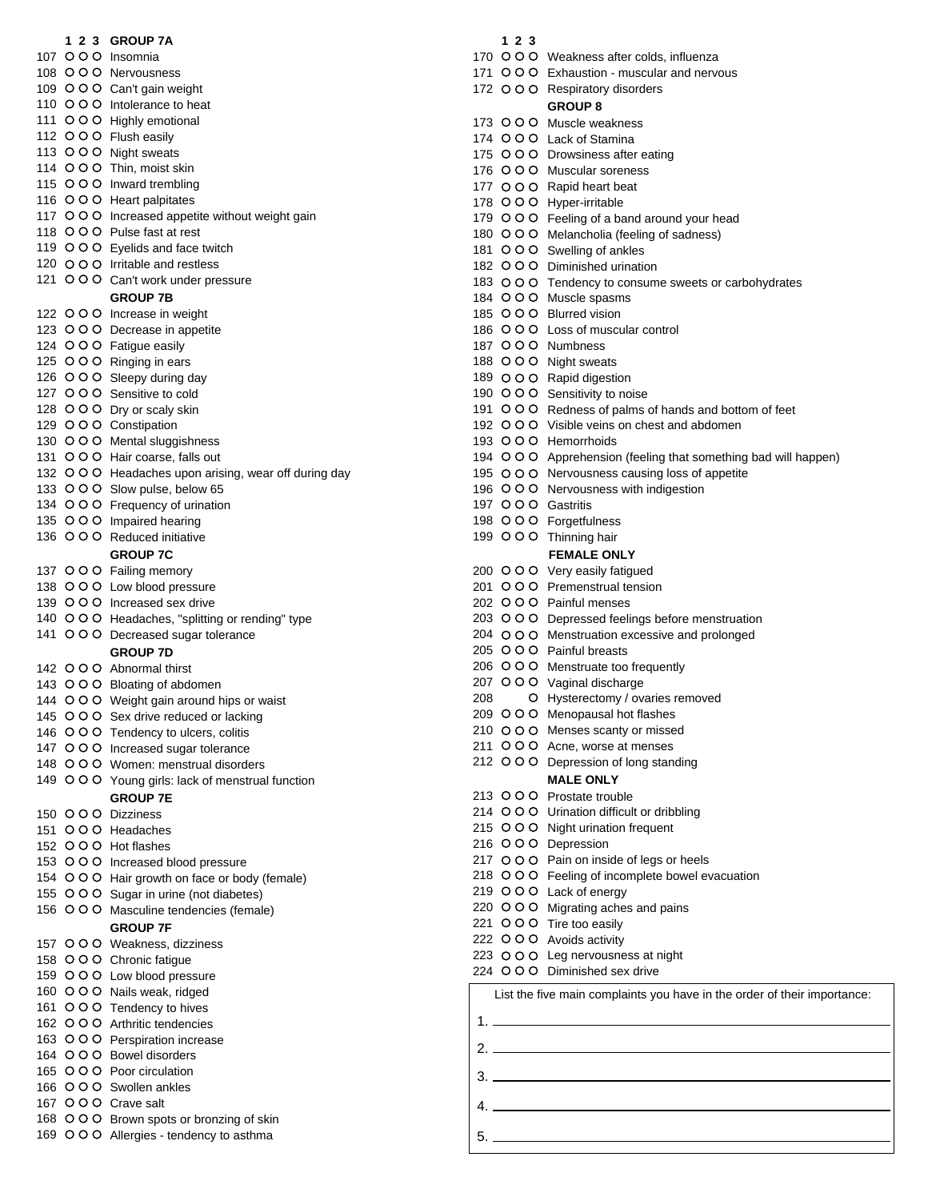| # | 1 | 2 | 3 | GROUP 7A |
|---|---|---|---|---|
| 107 | O | O | O | Insomnia |
| 108 | O | O | O | Nervousness |
| 109 | O | O | O | Can't gain weight |
| 110 | O | O | O | Intolerance to heat |
| 111 | O | O | O | Highly emotional |
| 112 | O | O | O | Flush easily |
| 113 | O | O | O | Night sweats |
| 114 | O | O | O | Thin, moist skin |
| 115 | O | O | O | Inward trembling |
| 116 | O | O | O | Heart palpitates |
| 117 | O | O | O | Increased appetite without weight gain |
| 118 | O | O | O | Pulse fast at rest |
| 119 | O | O | O | Eyelids and face twitch |
| 120 | O | O | O | Irritable and restless |
| 121 | O | O | O | Can't work under pressure |
| | | | | **GROUP 7B** |
| 122 | O | O | O | Increase in weight |
| 123 | O | O | O | Decrease in appetite |
| 124 | O | O | O | Fatigue easily |
| 125 | O | O | O | Ringing in ears |
| 126 | O | O | O | Sleepy during day |
| 127 | O | O | O | Sensitive to cold |
| 128 | O | O | O | Dry or scaly skin |
| 129 | O | O | O | Constipation |
| 130 | O | O | O | Mental sluggishness |
| 131 | O | O | O | Hair coarse, falls out |
| 132 | O | O | O | Headaches upon arising, wear off during day |
| 133 | O | O | O | Slow pulse, below 65 |
| 134 | O | O | O | Frequency of urination |
| 135 | O | O | O | Impaired hearing |
| 136 | O | O | O | Reduced initiative |
| | | | | **GROUP 7C** |
| 137 | O | O | O | Failing memory |
| 138 | O | O | O | Low blood pressure |
| 139 | O | O | O | Increased sex drive |
| 140 | O | O | O | Headaches, "splitting or rending" type |
| 141 | O | O | O | Decreased sugar tolerance |
| | | | | **GROUP 7D** |
| 142 | O | O | O | Abnormal thirst |
| 143 | O | O | O | Bloating of abdomen |
| 144 | O | O | O | Weight gain around hips or waist |
| 145 | O | O | O | Sex drive reduced or lacking |
| 146 | O | O | O | Tendency to ulcers, colitis |
| 147 | O | O | O | Increased sugar tolerance |
| 148 | O | O | O | Women: menstrual disorders |
| 149 | O | O | O | Young girls: lack of menstrual function |
| | | | | **GROUP 7E** |
| 150 | O | O | O | Dizziness |
| 151 | O | O | O | Headaches |
| 152 | O | O | O | Hot flashes |
| 153 | O | O | O | Increased blood pressure |
| 154 | O | O | O | Hair growth on face or body (female) |
| 155 | O | O | O | Sugar in urine (not diabetes) |
| 156 | O | O | O | Masculine tendencies (female) |
| | | | | **GROUP 7F** |
| 157 | O | O | O | Weakness, dizziness |
| 158 | O | O | O | Chronic fatigue |
| 159 | O | O | O | Low blood pressure |
| 160 | O | O | O | Nails weak, ridged |
| 161 | O | O | O | Tendency to hives |
| 162 | O | O | O | Arthritic tendencies |
| 163 | O | O | O | Perspiration increase |
| 164 | O | O | O | Bowel disorders |
| 165 | O | O | O | Poor circulation |
| 166 | O | O | O | Swollen ankles |
| 167 | O | O | O | Crave salt |
| 168 | O | O | O | Brown spots or bronzing of skin |
| 169 | O | O | O | Allergies - tendency to asthma |
| 170 | O | O | O | Weakness after colds, influenza |
| 171 | O | O | O | Exhaustion - muscular and nervous |
| 172 | O | O | O | Respiratory disorders |
| | | | | **GROUP 8** |
| 173 | O | O | O | Muscle weakness |
| 174 | O | O | O | Lack of Stamina |
| 175 | O | O | O | Drowsiness after eating |
| 176 | O | O | O | Muscular soreness |
| 177 | O | O | O | Rapid heart beat |
| 178 | O | O | O | Hyper-irritable |
| 179 | O | O | O | Feeling of a band around your head |
| 180 | O | O | O | Melancholia (feeling of sadness) |
| 181 | O | O | O | Swelling of ankles |
| 182 | O | O | O | Diminished urination |
| 183 | O | O | O | Tendency to consume sweets or carbohydrates |
| 184 | O | O | O | Muscle spasms |
| 185 | O | O | O | Blurred vision |
| 186 | O | O | O | Loss of muscular control |
| 187 | O | O | O | Numbness |
| 188 | O | O | O | Night sweats |
| 189 | O | O | O | Rapid digestion |
| 190 | O | O | O | Sensitivity to noise |
| 191 | O | O | O | Redness of palms of hands and bottom of feet |
| 192 | O | O | O | Visible veins on chest and abdomen |
| 193 | O | O | O | Hemorrhoids |
| 194 | O | O | O | Apprehension (feeling that something bad will happen) |
| 195 | O | O | O | Nervousness causing loss of appetite |
| 196 | O | O | O | Nervousness with indigestion |
| 197 | O | O | O | Gastritis |
| 198 | O | O | O | Forgetfulness |
| 199 | O | O | O | Thinning hair |
| | | | | **FEMALE ONLY** |
| 200 | O | O | O | Very easily fatigued |
| 201 | O | O | O | Premenstrual tension |
| 202 | O | O | O | Painful menses |
| 203 | O | O | O | Depressed feelings before menstruation |
| 204 | O | O | O | Menstruation excessive and prolonged |
| 205 | O | O | O | Painful breasts |
| 206 | O | O | O | Menstruate too frequently |
| 207 | O | O | O | Vaginal discharge |
| 208 | | | O | Hysterectomy / ovaries removed |
| 209 | O | O | O | Menopausal hot flashes |
| 210 | O | O | O | Menses scanty or missed |
| 211 | O | O | O | Acne, worse at menses |
| 212 | O | O | O | Depression of long standing |
| | | | | **MALE ONLY** |
| 213 | O | O | O | Prostate trouble |
| 214 | O | O | O | Urination difficult or dribbling |
| 215 | O | O | O | Night urination frequent |
| 216 | O | O | O | Depression |
| 217 | O | O | O | Pain on inside of legs or heels |
| 218 | O | O | O | Feeling of incomplete bowel evacuation |
| 219 | O | O | O | Lack of energy |
| 220 | O | O | O | Migrating aches and pains |
| 221 | O | O | O | Tire too easily |
| 222 | O | O | O | Avoids activity |
| 223 | O | O | O | Leg nervousness at night |
| 224 | O | O | O | Diminished sex drive |

List the five main complaints you have in the order of their importance:

1. ______________________________

2. ______________________________

3. ______________________________

4. ______________________________

5. ______________________________